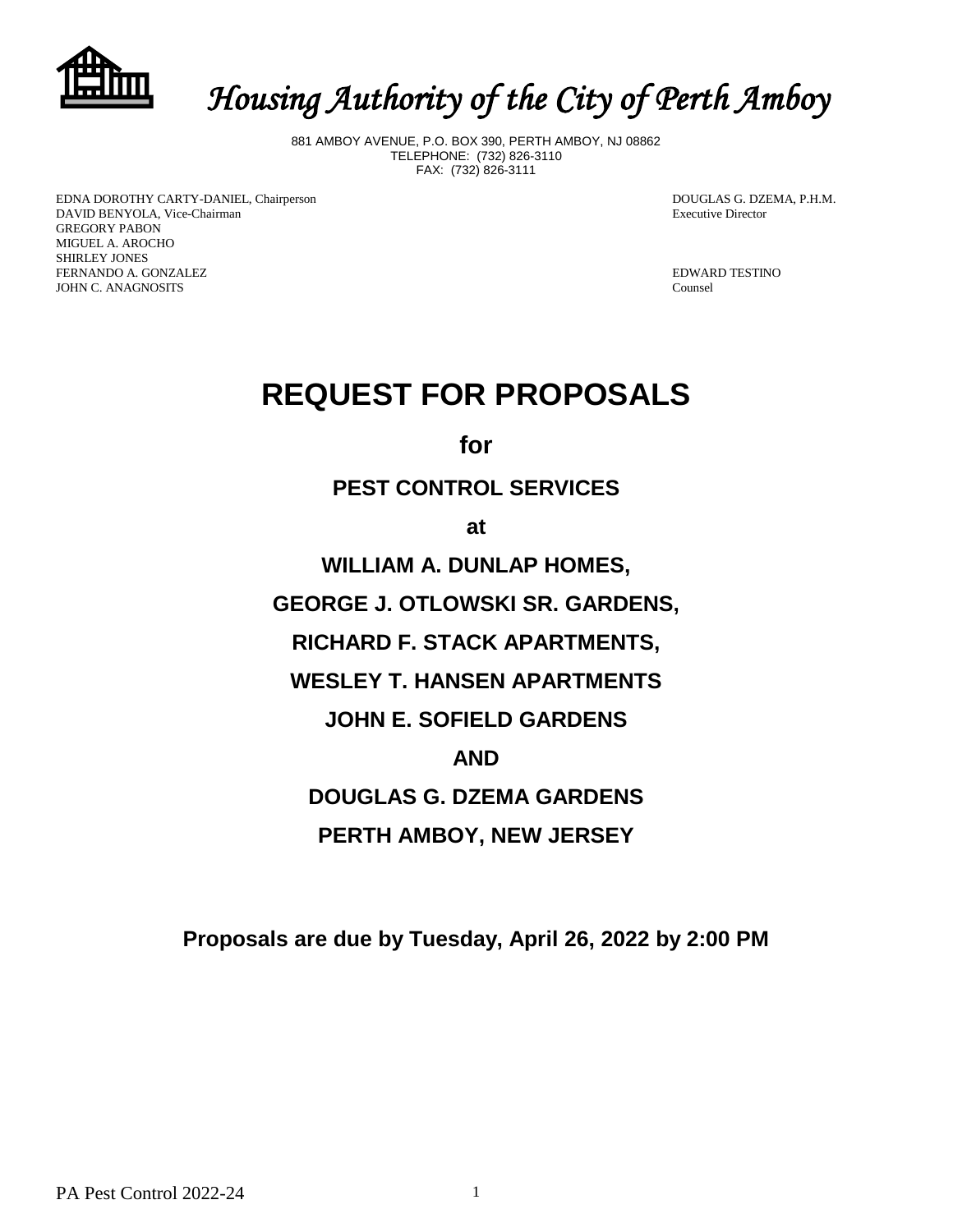# *Housing Authority of the City of Perth Amboy*

881 AMBOY AVENUE, P.O. BOX 390, PERTH AMBOY, NJ 08862
TELEPHONE: (732) 826-3110
FAX: (732) 826-3111

EDNA DOROTHY CARTY-DANIEL, Chairperson
DAVID BENYOLA, Vice-Chairman
GREGORY PABON
MIGUEL A. AROCHO
SHIRLEY JONES
FERNANDO A. GONZALEZ
JOHN C. ANAGNOSITS

DOUGLAS G. DZEMA, P.H.M.
Executive Director

EDWARD TESTINO
Counsel

# REQUEST FOR PROPOSALS

**for**

**PEST CONTROL SERVICES**

**at**

**WILLIAM A. DUNLAP HOMES,**

**GEORGE J. OTLOWSKI SR. GARDENS,**

**RICHARD F. STACK APARTMENTS,**

**WESLEY T. HANSEN APARTMENTS**

**JOHN E. SOFIELD GARDENS**

**AND**

**DOUGLAS G. DZEMA GARDENS**

**PERTH AMBOY, NEW JERSEY**

**Proposals are due by Tuesday, April 26, 2022 by 2:00 PM**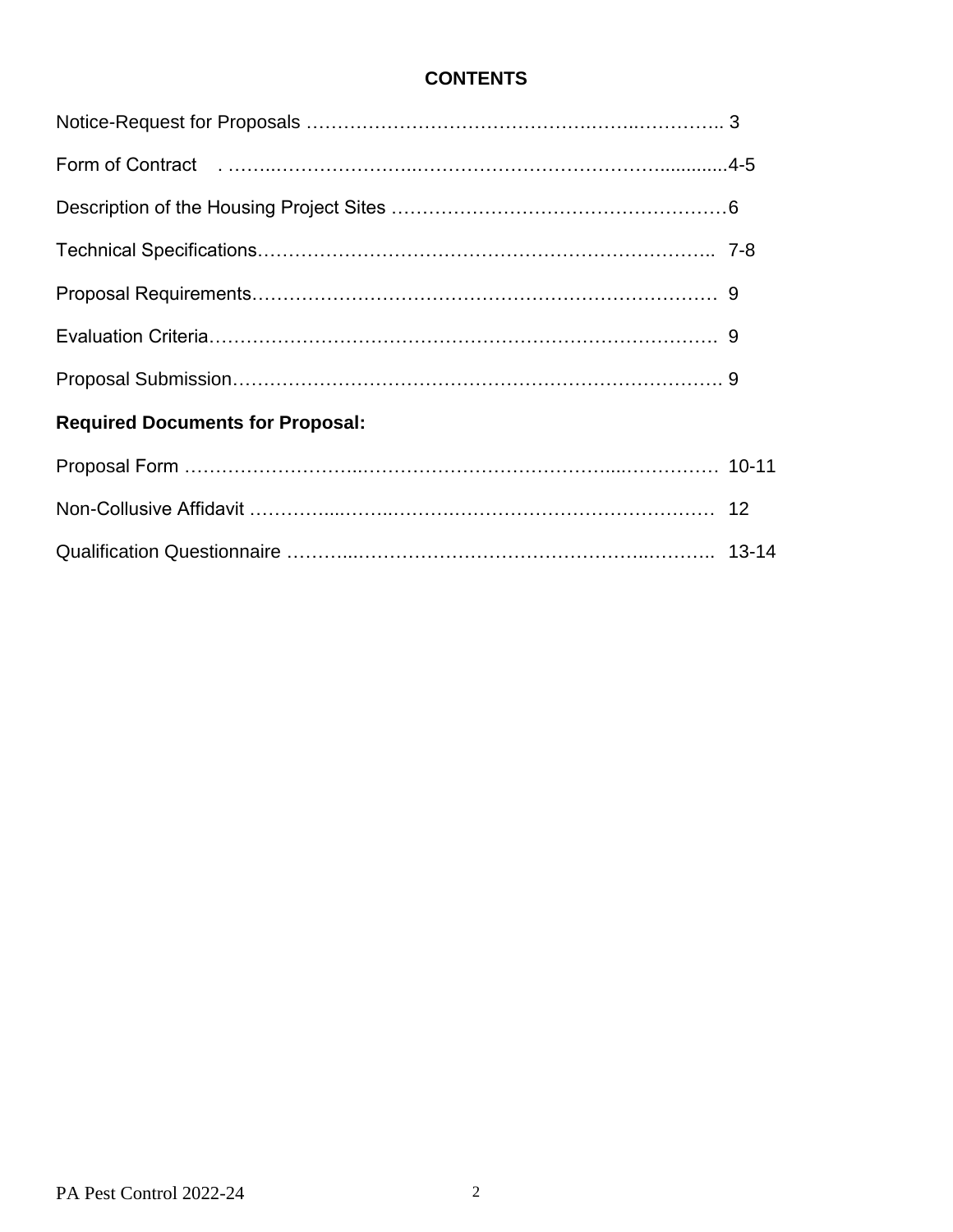## CONTENTS

Notice-Request for Proposals ………………………………………………………………. 3

Form of Contract . ……………………………………………………………………..............4-5

Description of the Housing Project Sites ………………………………………………6

Technical Specifications………………………………………………………………….. 7-8

Proposal Requirements…………………………………………………………………… 9

Evaluation Criteria……………………………………………………………………….. 9

Proposal Submission……………………………………………………………………. 9

**Required Documents for Proposal:**

Proposal Form …………………………………………………………………………… 10-11

Non-Collusive Affidavit ………………………………………………………………… 12

Qualification Questionnaire …………………………………………………………….. 13-14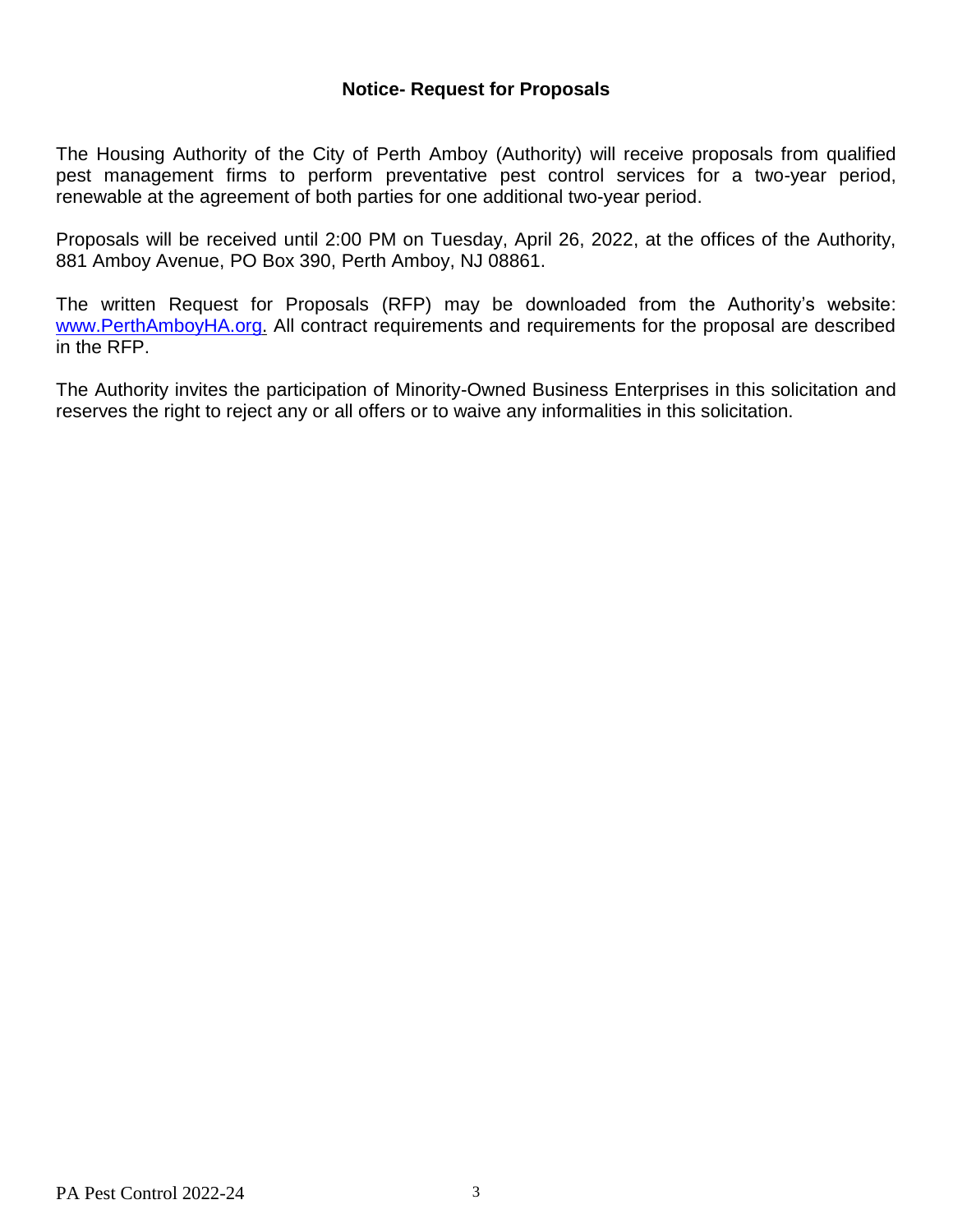## Notice- Request for Proposals

The Housing Authority of the City of Perth Amboy (Authority) will receive proposals from qualified pest management firms to perform preventative pest control services for a two-year period, renewable at the agreement of both parties for one additional two-year period.

Proposals will be received until 2:00 PM on Tuesday, April 26, 2022, at the offices of the Authority, 881 Amboy Avenue, PO Box 390, Perth Amboy, NJ 08861.

The written Request for Proposals (RFP) may be downloaded from the Authority's website: www.PerthAmboyHA.org. All contract requirements and requirements for the proposal are described in the RFP.

The Authority invites the participation of Minority-Owned Business Enterprises in this solicitation and reserves the right to reject any or all offers or to waive any informalities in this solicitation.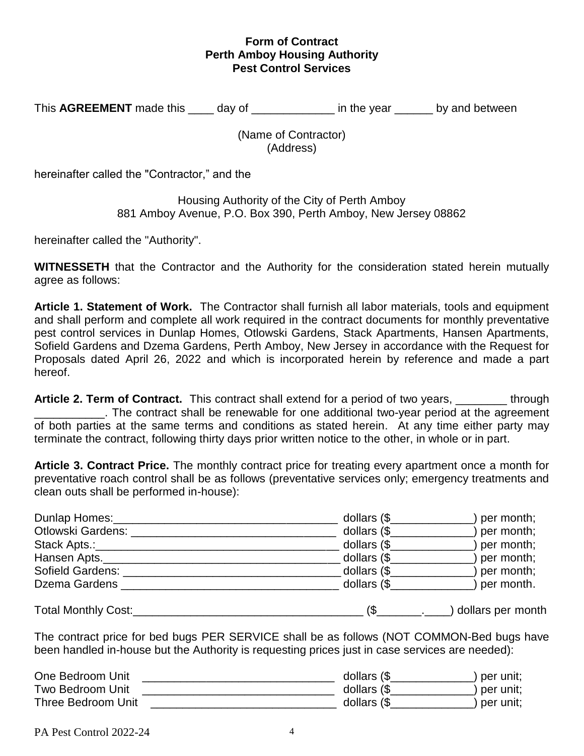**Form of Contract**
**Perth Amboy Housing Authority**
**Pest Control Services**

This **AGREEMENT** made this ____ day of _____________ in the year ______ by and between

(Name of Contractor)
(Address)

hereinafter called the "Contractor," and the

Housing Authority of the City of Perth Amboy
881 Amboy Avenue, P.O. Box 390, Perth Amboy, New Jersey 08862

hereinafter called the "Authority".

**WITNESSETH** that the Contractor and the Authority for the consideration stated herein mutually agree as follows:

**Article 1. Statement of Work.** The Contractor shall furnish all labor materials, tools and equipment and shall perform and complete all work required in the contract documents for monthly preventative pest control services in Dunlap Homes, Otlowski Gardens, Stack Apartments, Hansen Apartments, Sofield Gardens and Dzema Gardens, Perth Amboy, New Jersey in accordance with the Request for Proposals dated April 26, 2022 and which is incorporated herein by reference and made a part hereof.

**Article 2. Term of Contract.** This contract shall extend for a period of two years, ________ through ___________. The contract shall be renewable for one additional two-year period at the agreement of both parties at the same terms and conditions as stated herein. At any time either party may terminate the contract, following thirty days prior written notice to the other, in whole or in part.

**Article 3. Contract Price.** The monthly contract price for treating every apartment once a month for preventative roach control shall be as follows (preventative services only; emergency treatments and clean outs shall be performed in-house):

Dunlap Homes:____________________________________ dollars ($_____________) per month;
Otlowski Gardens: _________________________________ dollars ($_____________) per month;
Stack Apts.:______________________________________ dollars ($_____________) per month;
Hansen Apts.______________________________________ dollars ($_____________) per month;
Sofield Gardens: __________________________________ dollars ($_____________) per month;
Dzema Gardens ___________________________________ dollars ($_____________) per month.

Total Monthly Cost:____________________________________ ($_______.____) dollars per month

The contract price for bed bugs PER SERVICE shall be as follows (NOT COMMON-Bed bugs have been handled in-house but the Authority is requesting prices just in case services are needed):

One Bedroom Unit ______________________________ dollars ($_____________) per unit;
Two Bedroom Unit ______________________________ dollars ($_____________) per unit;
Three Bedroom Unit _____________________________ dollars ($_____________) per unit;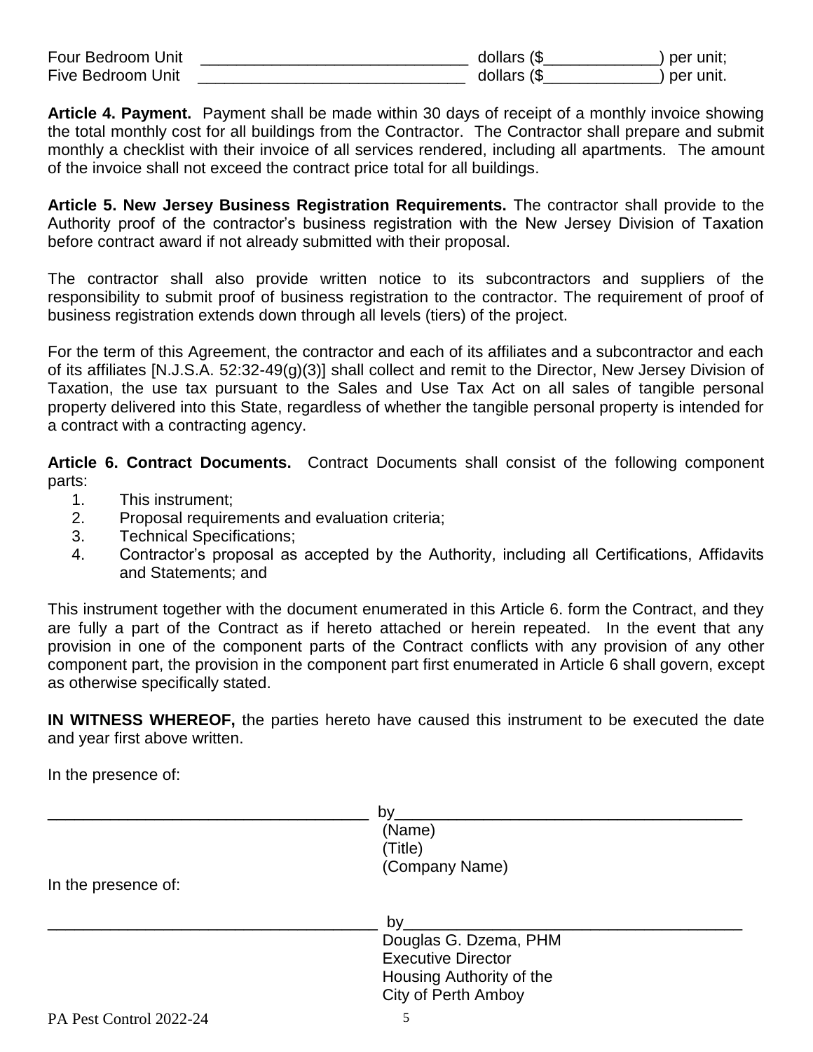Four Bedroom Unit \_\_\_\_\_\_\_\_\_\_\_\_\_\_\_\_\_\_\_\_\_\_\_\_\_\_\_\_\_\_ dollars ($\_\_\_\_\_\_\_\_\_\_\_\_\_) per unit;
Five Bedroom Unit \_\_\_\_\_\_\_\_\_\_\_\_\_\_\_\_\_\_\_\_\_\_\_\_\_\_\_\_\_\_ dollars ($\_\_\_\_\_\_\_\_\_\_\_\_\_) per unit.

**Article 4. Payment.** Payment shall be made within 30 days of receipt of a monthly invoice showing the total monthly cost for all buildings from the Contractor. The Contractor shall prepare and submit monthly a checklist with their invoice of all services rendered, including all apartments. The amount of the invoice shall not exceed the contract price total for all buildings.

**Article 5. New Jersey Business Registration Requirements.** The contractor shall provide to the Authority proof of the contractor's business registration with the New Jersey Division of Taxation before contract award if not already submitted with their proposal.

The contractor shall also provide written notice to its subcontractors and suppliers of the responsibility to submit proof of business registration to the contractor. The requirement of proof of business registration extends down through all levels (tiers) of the project.

For the term of this Agreement, the contractor and each of its affiliates and a subcontractor and each of its affiliates [N.J.S.A. 52:32-49(g)(3)] shall collect and remit to the Director, New Jersey Division of Taxation, the use tax pursuant to the Sales and Use Tax Act on all sales of tangible personal property delivered into this State, regardless of whether the tangible personal property is intended for a contract with a contracting agency.

**Article 6. Contract Documents.** Contract Documents shall consist of the following component parts:

1. This instrument;
2. Proposal requirements and evaluation criteria;
3. Technical Specifications;
4. Contractor's proposal as accepted by the Authority, including all Certifications, Affidavits and Statements; and

This instrument together with the document enumerated in this Article 6. form the Contract, and they are fully a part of the Contract as if hereto attached or herein repeated. In the event that any provision in one of the component parts of the Contract conflicts with any provision of any other component part, the provision in the component part first enumerated in Article 6 shall govern, except as otherwise specifically stated.

**IN WITNESS WHEREOF,** the parties hereto have caused this instrument to be executed the date and year first above written.

In the presence of:

\_\_\_\_\_\_\_\_\_\_\_\_\_\_\_\_\_\_\_\_\_\_\_\_\_\_\_\_\_\_\_\_\_\_\_\_ by\_\_\_\_\_\_\_\_\_\_\_\_\_\_\_\_\_\_\_\_\_\_\_\_\_\_\_\_\_\_\_\_\_\_\_\_\_\_\_
(Name)
(Title)
(Company Name)

In the presence of:

\_\_\_\_\_\_\_\_\_\_\_\_\_\_\_\_\_\_\_\_\_\_\_\_\_\_\_\_\_\_\_\_\_\_\_\_ by\_\_\_\_\_\_\_\_\_\_\_\_\_\_\_\_\_\_\_\_\_\_\_\_\_\_\_\_\_\_\_\_\_\_\_\_\_\_\_
Douglas G. Dzema, PHM
Executive Director
Housing Authority of the
City of Perth Amboy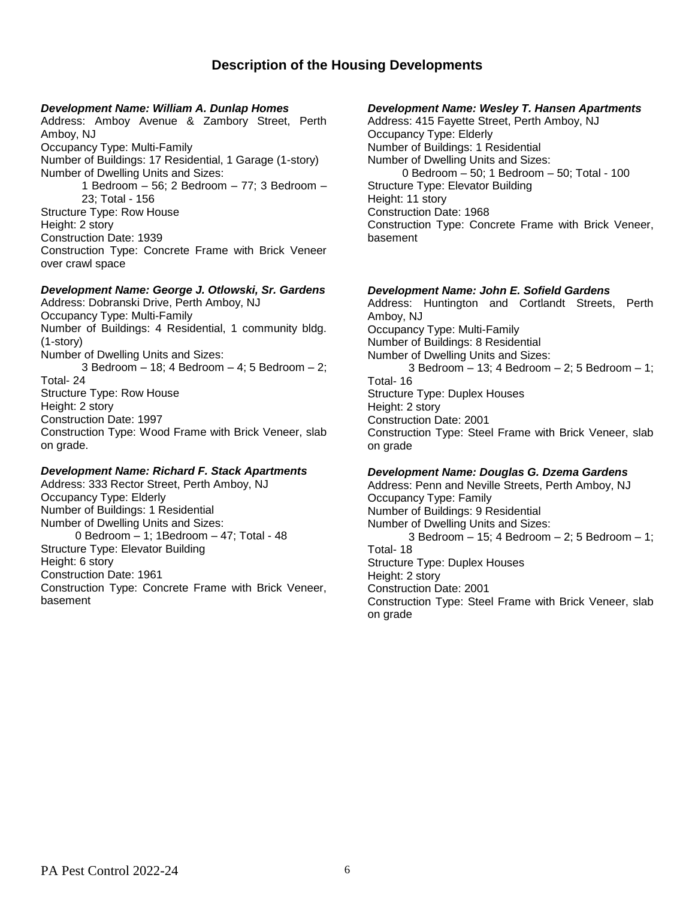## Description of the Housing Developments

***Development Name: William A. Dunlap Homes***
Address: Amboy Avenue & Zambory Street, Perth Amboy, NJ
Occupancy Type: Multi-Family
Number of Buildings: 17 Residential, 1 Garage (1-story)
Number of Dwelling Units and Sizes:
1 Bedroom – 56; 2 Bedroom – 77; 3 Bedroom – 23; Total - 156
Structure Type: Row House
Height: 2 story
Construction Date: 1939
Construction Type: Concrete Frame with Brick Veneer over crawl space

***Development Name: George J. Otlowski, Sr. Gardens***
Address: Dobranski Drive, Perth Amboy, NJ
Occupancy Type: Multi-Family
Number of Buildings: 4 Residential, 1 community bldg. (1-story)
Number of Dwelling Units and Sizes:
3 Bedroom – 18; 4 Bedroom – 4; 5 Bedroom – 2; Total- 24
Structure Type: Row House
Height: 2 story
Construction Date: 1997
Construction Type: Wood Frame with Brick Veneer, slab on grade.

***Development Name: Richard F. Stack Apartments***
Address: 333 Rector Street, Perth Amboy, NJ
Occupancy Type: Elderly
Number of Buildings: 1 Residential
Number of Dwelling Units and Sizes:
0 Bedroom – 1; 1Bedroom – 47; Total - 48
Structure Type: Elevator Building
Height: 6 story
Construction Date: 1961
Construction Type: Concrete Frame with Brick Veneer, basement

***Development Name: Wesley T. Hansen Apartments***
Address: 415 Fayette Street, Perth Amboy, NJ
Occupancy Type: Elderly
Number of Buildings: 1 Residential
Number of Dwelling Units and Sizes:
0 Bedroom – 50; 1 Bedroom – 50; Total - 100
Structure Type: Elevator Building
Height: 11 story
Construction Date: 1968
Construction Type: Concrete Frame with Brick Veneer, basement

***Development Name: John E. Sofield Gardens***
Address: Huntington and Cortlandt Streets, Perth Amboy, NJ
Occupancy Type: Multi-Family
Number of Buildings: 8 Residential
Number of Dwelling Units and Sizes:
3 Bedroom – 13; 4 Bedroom – 2; 5 Bedroom – 1; Total- 16
Structure Type: Duplex Houses
Height: 2 story
Construction Date: 2001
Construction Type: Steel Frame with Brick Veneer, slab on grade

***Development Name: Douglas G. Dzema Gardens***
Address: Penn and Neville Streets, Perth Amboy, NJ
Occupancy Type: Family
Number of Buildings: 9 Residential
Number of Dwelling Units and Sizes:
3 Bedroom – 15; 4 Bedroom – 2; 5 Bedroom – 1; Total- 18
Structure Type: Duplex Houses
Height: 2 story
Construction Date: 2001
Construction Type: Steel Frame with Brick Veneer, slab on grade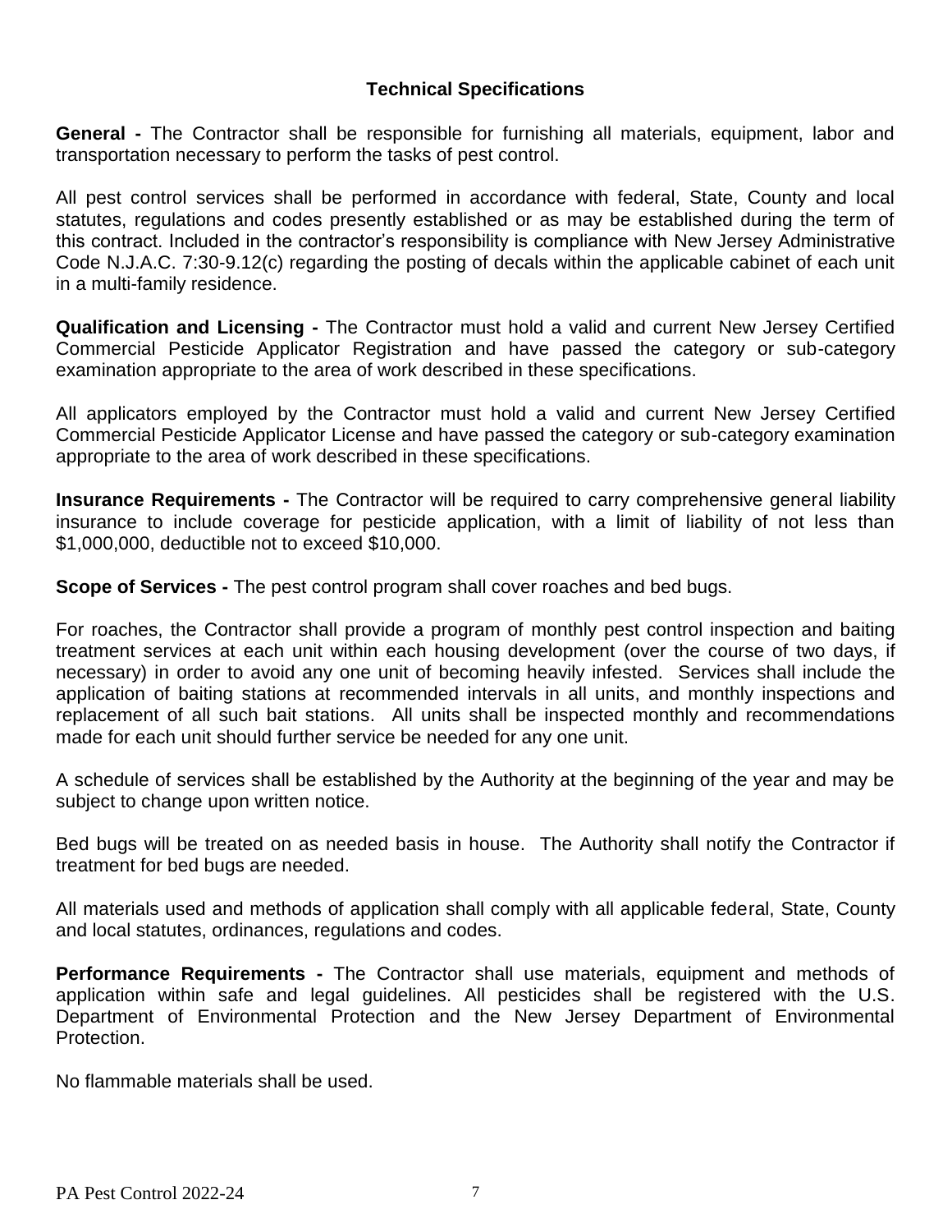## Technical Specifications

**General -** The Contractor shall be responsible for furnishing all materials, equipment, labor and transportation necessary to perform the tasks of pest control.

All pest control services shall be performed in accordance with federal, State, County and local statutes, regulations and codes presently established or as may be established during the term of this contract. Included in the contractor's responsibility is compliance with New Jersey Administrative Code N.J.A.C. 7:30-9.12(c) regarding the posting of decals within the applicable cabinet of each unit in a multi-family residence.

**Qualification and Licensing -** The Contractor must hold a valid and current New Jersey Certified Commercial Pesticide Applicator Registration and have passed the category or sub-category examination appropriate to the area of work described in these specifications.

All applicators employed by the Contractor must hold a valid and current New Jersey Certified Commercial Pesticide Applicator License and have passed the category or sub-category examination appropriate to the area of work described in these specifications.

**Insurance Requirements -** The Contractor will be required to carry comprehensive general liability insurance to include coverage for pesticide application, with a limit of liability of not less than \$1,000,000, deductible not to exceed \$10,000.

**Scope of Services -** The pest control program shall cover roaches and bed bugs.

For roaches, the Contractor shall provide a program of monthly pest control inspection and baiting treatment services at each unit within each housing development (over the course of two days, if necessary) in order to avoid any one unit of becoming heavily infested. Services shall include the application of baiting stations at recommended intervals in all units, and monthly inspections and replacement of all such bait stations. All units shall be inspected monthly and recommendations made for each unit should further service be needed for any one unit.

A schedule of services shall be established by the Authority at the beginning of the year and may be subject to change upon written notice.

Bed bugs will be treated on as needed basis in house. The Authority shall notify the Contractor if treatment for bed bugs are needed.

All materials used and methods of application shall comply with all applicable federal, State, County and local statutes, ordinances, regulations and codes.

**Performance Requirements -** The Contractor shall use materials, equipment and methods of application within safe and legal guidelines. All pesticides shall be registered with the U.S. Department of Environmental Protection and the New Jersey Department of Environmental Protection.

No flammable materials shall be used.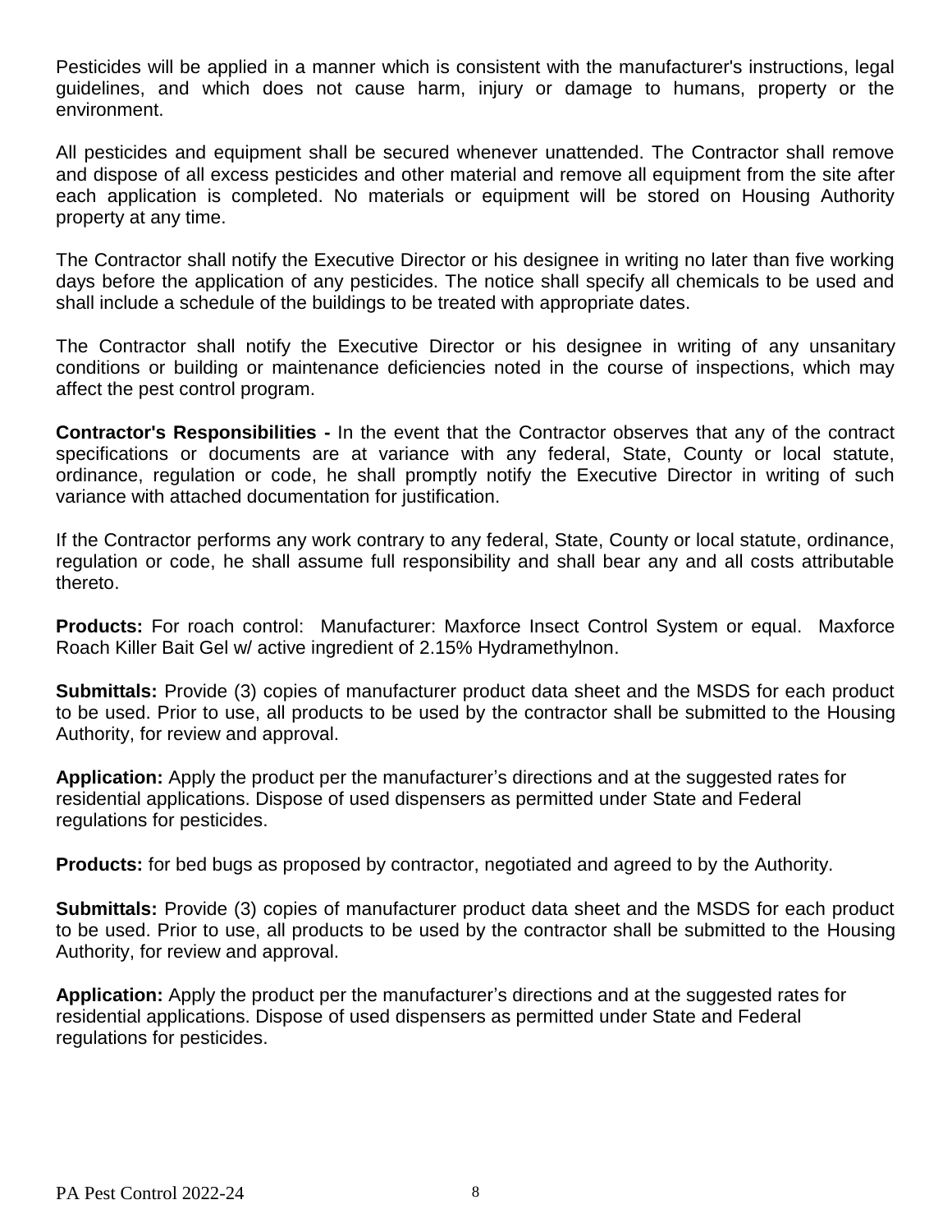Pesticides will be applied in a manner which is consistent with the manufacturer's instructions, legal guidelines, and which does not cause harm, injury or damage to humans, property or the environment.

All pesticides and equipment shall be secured whenever unattended. The Contractor shall remove and dispose of all excess pesticides and other material and remove all equipment from the site after each application is completed. No materials or equipment will be stored on Housing Authority property at any time.

The Contractor shall notify the Executive Director or his designee in writing no later than five working days before the application of any pesticides. The notice shall specify all chemicals to be used and shall include a schedule of the buildings to be treated with appropriate dates.

The Contractor shall notify the Executive Director or his designee in writing of any unsanitary conditions or building or maintenance deficiencies noted in the course of inspections, which may affect the pest control program.

**Contractor's Responsibilities -** In the event that the Contractor observes that any of the contract specifications or documents are at variance with any federal, State, County or local statute, ordinance, regulation or code, he shall promptly notify the Executive Director in writing of such variance with attached documentation for justification.

If the Contractor performs any work contrary to any federal, State, County or local statute, ordinance, regulation or code, he shall assume full responsibility and shall bear any and all costs attributable thereto.

**Products:** For roach control: Manufacturer: Maxforce Insect Control System or equal. Maxforce Roach Killer Bait Gel w/ active ingredient of 2.15% Hydramethylnon.

**Submittals:** Provide (3) copies of manufacturer product data sheet and the MSDS for each product to be used. Prior to use, all products to be used by the contractor shall be submitted to the Housing Authority, for review and approval.

**Application:** Apply the product per the manufacturer's directions and at the suggested rates for residential applications. Dispose of used dispensers as permitted under State and Federal regulations for pesticides.

**Products:** for bed bugs as proposed by contractor, negotiated and agreed to by the Authority.

**Submittals:** Provide (3) copies of manufacturer product data sheet and the MSDS for each product to be used. Prior to use, all products to be used by the contractor shall be submitted to the Housing Authority, for review and approval.

**Application:** Apply the product per the manufacturer's directions and at the suggested rates for residential applications. Dispose of used dispensers as permitted under State and Federal regulations for pesticides.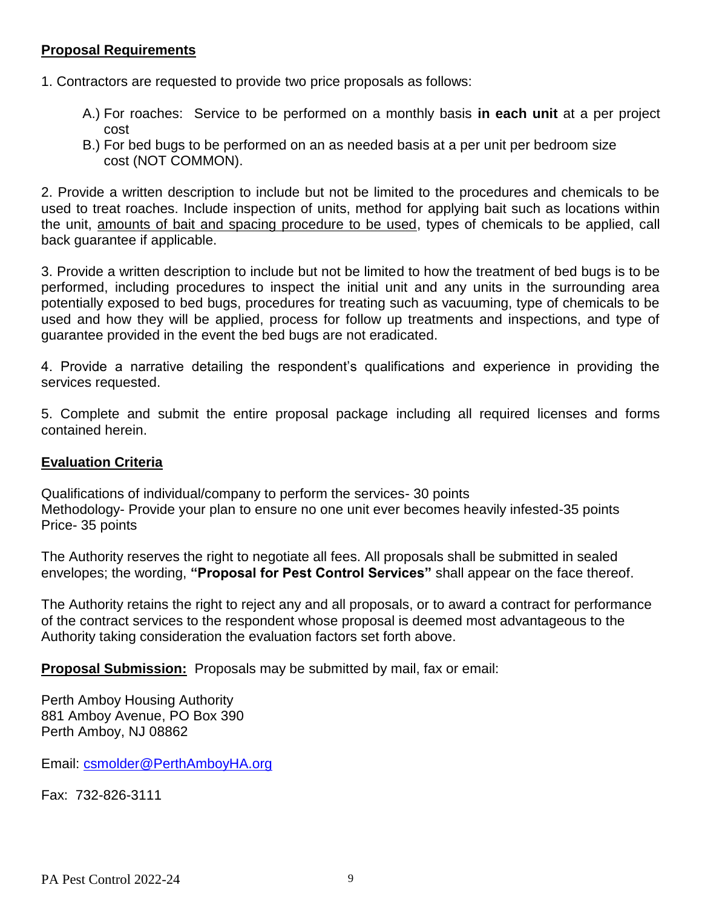## **Proposal Requirements**

1. Contractors are requested to provide two price proposals as follows:

   A.) For roaches: Service to be performed on a monthly basis **in each unit** at a per project cost

   B.) For bed bugs to be performed on an as needed basis at a per unit per bedroom size cost (NOT COMMON).

2. Provide a written description to include but not be limited to the procedures and chemicals to be used to treat roaches. Include inspection of units, method for applying bait such as locations within the unit, amounts of bait and spacing procedure to be used, types of chemicals to be applied, call back guarantee if applicable.

3. Provide a written description to include but not be limited to how the treatment of bed bugs is to be performed, including procedures to inspect the initial unit and any units in the surrounding area potentially exposed to bed bugs, procedures for treating such as vacuuming, type of chemicals to be used and how they will be applied, process for follow up treatments and inspections, and type of guarantee provided in the event the bed bugs are not eradicated.

4. Provide a narrative detailing the respondent's qualifications and experience in providing the services requested.

5. Complete and submit the entire proposal package including all required licenses and forms contained herein.

## **Evaluation Criteria**

Qualifications of individual/company to perform the services- 30 points
Methodology- Provide your plan to ensure no one unit ever becomes heavily infested-35 points
Price- 35 points

The Authority reserves the right to negotiate all fees. All proposals shall be submitted in sealed envelopes; the wording, **"Proposal for Pest Control Services"** shall appear on the face thereof.

The Authority retains the right to reject any and all proposals, or to award a contract for performance of the contract services to the respondent whose proposal is deemed most advantageous to the Authority taking consideration the evaluation factors set forth above.

**Proposal Submission:** Proposals may be submitted by mail, fax or email:

Perth Amboy Housing Authority
881 Amboy Avenue, PO Box 390
Perth Amboy, NJ 08862

Email: csmolder@PerthAmboyHA.org

Fax: 732-826-3111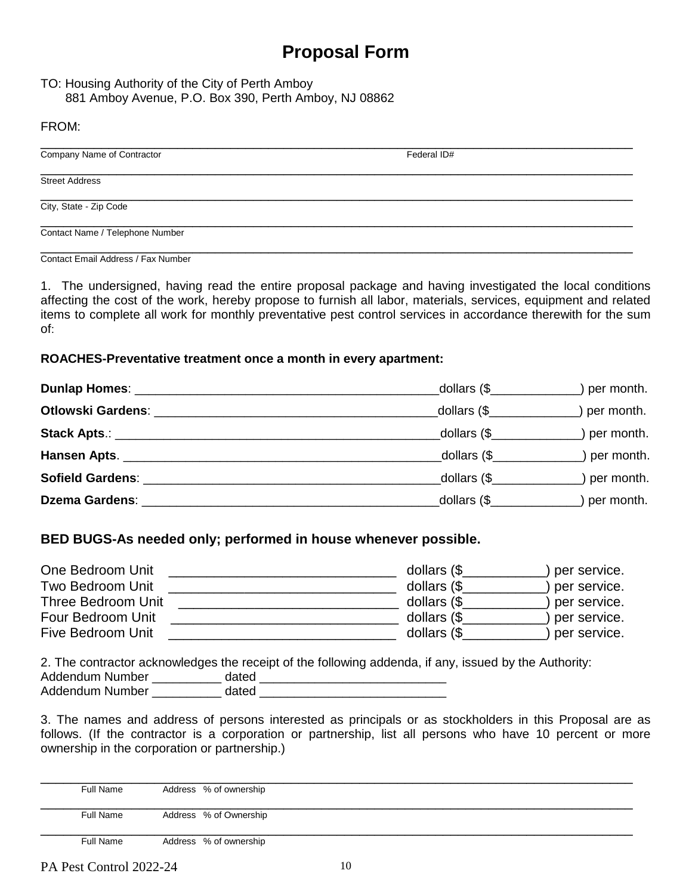# Proposal Form

TO: Housing Authority of the City of Perth Amboy
881 Amboy Avenue, P.O. Box 390, Perth Amboy, NJ 08862

FROM:

_______________________________________________________________________________
Company Name of Contractor                                                                                    Federal ID#

_______________________________________________________________________________
Street Address

_______________________________________________________________________________
City, State - Zip Code

_______________________________________________________________________________
Contact Name / Telephone Number

_______________________________________________________________________________
Contact Email Address / Fax Number

1. The undersigned, having read the entire proposal package and having investigated the local conditions affecting the cost of the work, hereby propose to furnish all labor, materials, services, equipment and related items to complete all work for monthly preventative pest control services in accordance therewith for the sum of:

**ROACHES-Preventative treatment once a month in every apartment:**

**Dunlap Homes**: _____________________________________________dollars ($_____________) per month.
**Otlowski Gardens**: __________________________________________dollars ($_____________) per month.
**Stack Apts**.: _______________________________________________dollars ($_____________) per month.
**Hansen Apts**. ______________________________________________dollars ($_____________) per month.
**Sofield Gardens**: ___________________________________________dollars ($_____________) per month.
**Dzema Gardens**: ___________________________________________dollars ($_____________) per month.

**BED BUGS-As needed only; performed in house whenever possible.**

One Bedroom Unit ______________________________ dollars ($___________) per service.
Two Bedroom Unit ______________________________ dollars ($___________) per service.
Three Bedroom Unit _____________________________ dollars ($___________) per service.
Four Bedroom Unit ______________________________ dollars ($___________) per service.
Five Bedroom Unit ______________________________ dollars ($___________) per service.

2. The contractor acknowledges the receipt of the following addenda, if any, issued by the Authority:
Addendum Number __________ dated __________________________
Addendum Number __________ dated __________________________

3. The names and address of persons interested as principals or as stockholders in this Proposal are as follows. (If the contractor is a corporation or partnership, list all persons who have 10 percent or more ownership in the corporation or partnership.)

_______________________________________________________________________________
Full Name          Address   % of ownership

_______________________________________________________________________________
Full Name          Address   % of Ownership

_______________________________________________________________________________
Full Name          Address   % of ownership

PA Pest Control 2022-24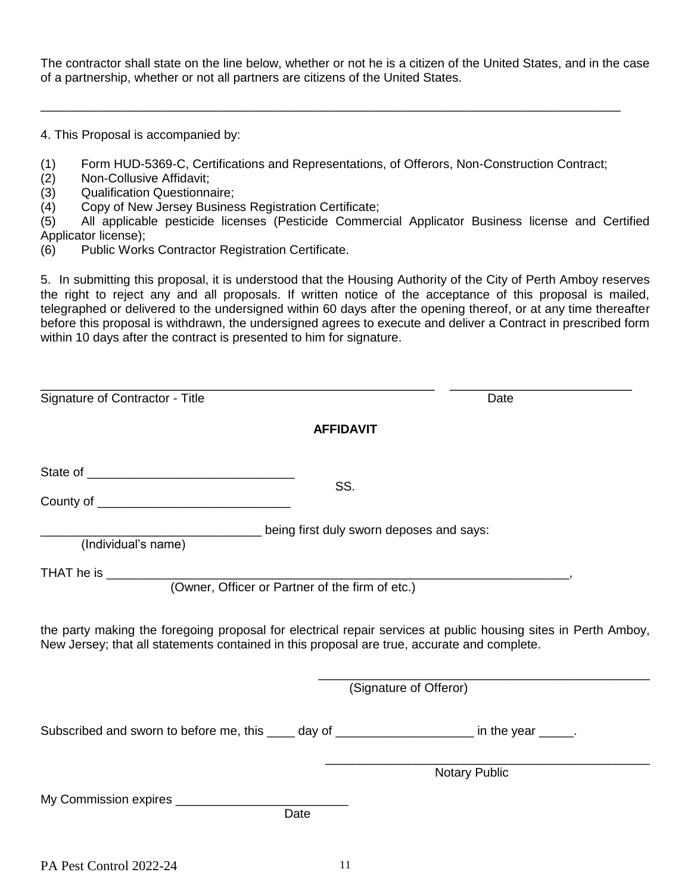The contractor shall state on the line below, whether or not he is a citizen of the United States, and in the case of a partnership, whether or not all partners are citizens of the United States.

______________________________________________________________________________

4. This Proposal is accompanied by:

(1) Form HUD-5369-C, Certifications and Representations, of Offerors, Non-Construction Contract;
(2) Non-Collusive Affidavit;
(3) Qualification Questionnaire;
(4) Copy of New Jersey Business Registration Certificate;
(5) All applicable pesticide licenses (Pesticide Commercial Applicator Business license and Certified Applicator license);
(6) Public Works Contractor Registration Certificate.

5. In submitting this proposal, it is understood that the Housing Authority of the City of Perth Amboy reserves the right to reject any and all proposals. If written notice of the acceptance of this proposal is mailed, telegraphed or delivered to the undersigned within 60 days after the opening thereof, or at any time thereafter before this proposal is withdrawn, the undersigned agrees to execute and deliver a Contract in prescribed form within 10 days after the contract is presented to him for signature.

_____________________________________________________ ________________________
Signature of Contractor - Title Date

**AFFIDAVIT**

State of ____________________________
SS.
County of ___________________________

______________________________ being first duly sworn deposes and says:
(Individual's name)

THAT he is ________________________________________________________________,
(Owner, Officer or Partner of the firm of etc.)

the party making the foregoing proposal for electrical repair services at public housing sites in Perth Amboy, New Jersey; that all statements contained in this proposal are true, accurate and complete.

____________________________________________
(Signature of Offeror)

Subscribed and sworn to before me, this ____ day of ___________________ in the year _____.

____________________________________________
Notary Public

My Commission expires ________________________
Date

PA Pest Control 2022-24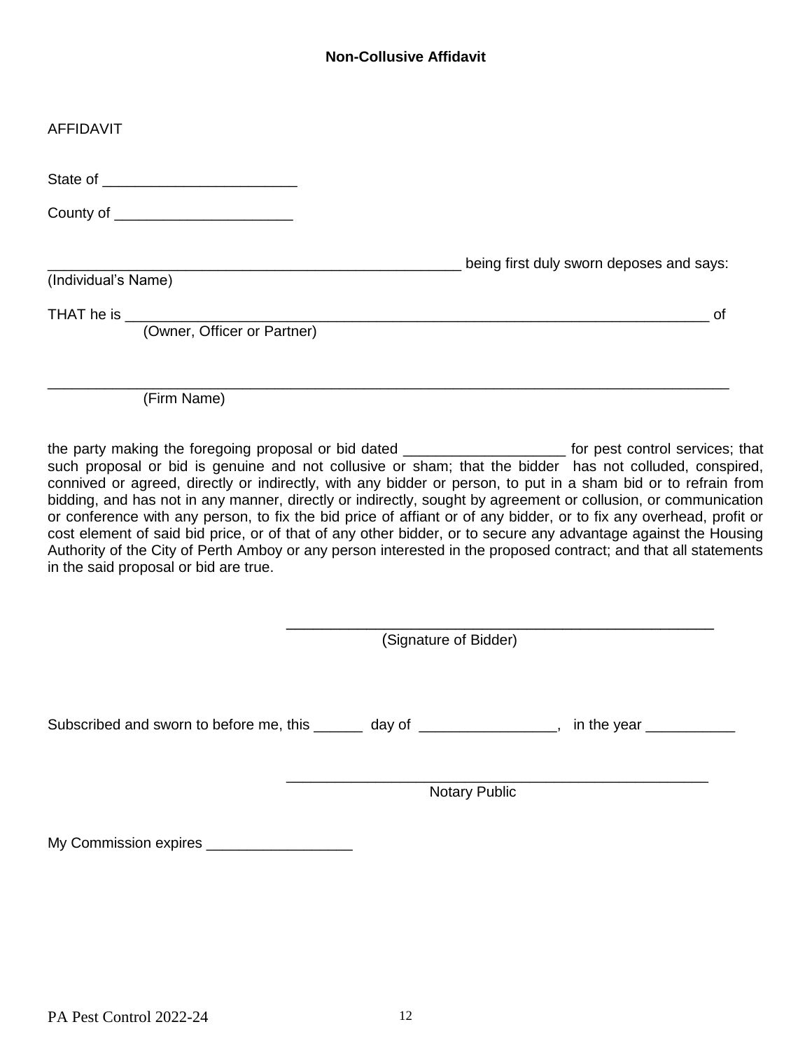**Non-Collusive Affidavit**

AFFIDAVIT

State of ________________________

County of ______________________

_____________________________________________________ being first duly sworn deposes and says:
(Individual's Name)

THAT he is ___________________________________________________________________________ of
(Owner, Officer or Partner)

_____________________________________________________________________________________
(Firm Name)

the party making the foregoing proposal or bid dated ____________________ for pest control services; that such proposal or bid is genuine and not collusive or sham; that the bidder has not colluded, conspired, connived or agreed, directly or indirectly, with any bidder or person, to put in a sham bid or to refrain from bidding, and has not in any manner, directly or indirectly, sought by agreement or collusion, or communication or conference with any person, to fix the bid price of affiant or of any bidder, or to fix any overhead, profit or cost element of said bid price, or of that of any other bidder, or to secure any advantage against the Housing Authority of the City of Perth Amboy or any person interested in the proposed contract; and that all statements in the said proposal or bid are true.

_____________________________________________________
(Signature of Bidder)

Subscribed and sworn to before me, this ______ day of _________________, in the year ___________

_____________________________________________________
Notary Public

My Commission expires __________________

PA Pest Control 2022-24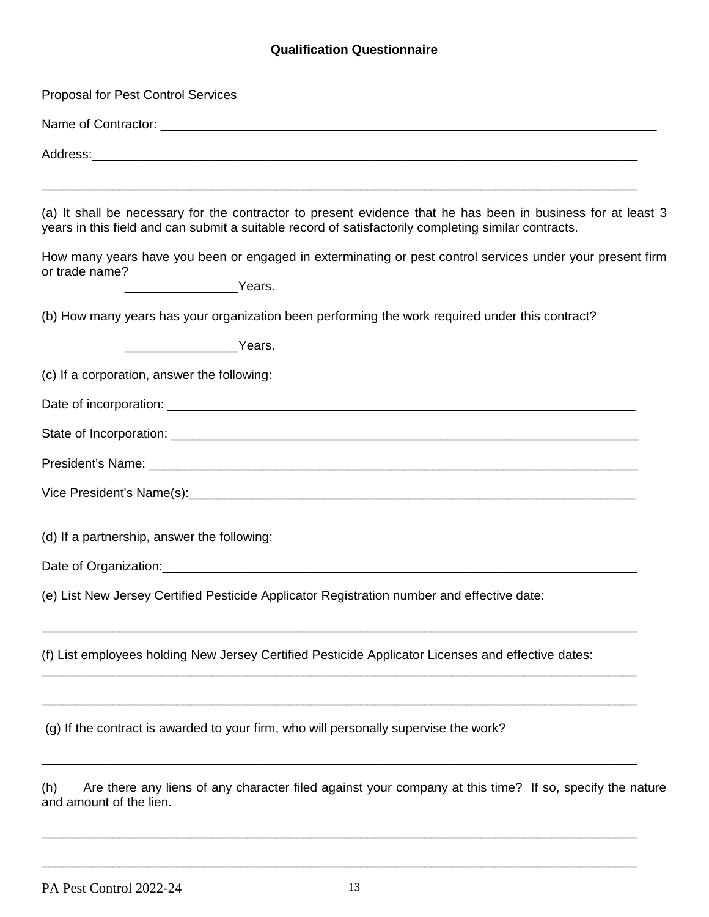## Qualification Questionnaire

Proposal for Pest Control Services

Name of Contractor: ______________________________________________________________________

Address:_________________________________________________________________________

_________________________________________________________________________________

(a) It shall be necessary for the contractor to present evidence that he has been in business for at least 3 years in this field and can submit a suitable record of satisfactorily completing similar contracts.

How many years have you been or engaged in exterminating or pest control services under your present firm or trade name?

________________Years.

(b) How many years has your organization been performing the work required under this contract?

________________Years.

(c) If a corporation, answer the following:

Date of incorporation: _________________________________________________________________

State of Incorporation: ________________________________________________________________

President's Name: ____________________________________________________________________

Vice President's Name(s):______________________________________________________________

(d) If a partnership, answer the following:

Date of Organization:__________________________________________________________________

(e) List New Jersey Certified Pesticide Applicator Registration number and effective date:

_________________________________________________________________________________

(f) List employees holding New Jersey Certified Pesticide Applicator Licenses and effective dates:

_________________________________________________________________________________

_________________________________________________________________________________

(g) If the contract is awarded to your firm, who will personally supervise the work?

_________________________________________________________________________________

(h) Are there any liens of any character filed against your company at this time? If so, specify the nature and amount of the lien.

_________________________________________________________________________________

_________________________________________________________________________________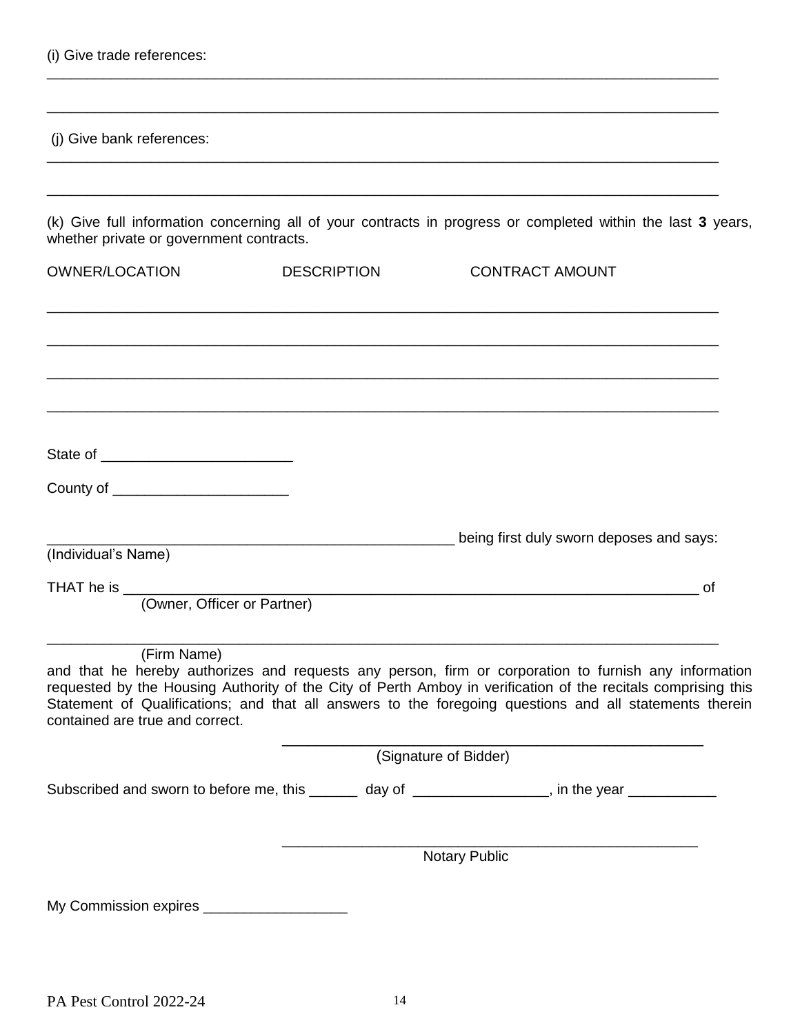(i) Give trade references:

\_\_\_\_\_\_\_\_\_\_\_\_\_\_\_\_\_\_\_\_\_\_\_\_\_\_\_\_\_\_\_\_\_\_\_\_\_\_\_\_\_\_\_\_\_\_\_\_\_\_\_\_\_\_\_\_\_\_\_\_\_\_\_\_\_\_\_\_\_\_\_\_\_\_\_\_

\_\_\_\_\_\_\_\_\_\_\_\_\_\_\_\_\_\_\_\_\_\_\_\_\_\_\_\_\_\_\_\_\_\_\_\_\_\_\_\_\_\_\_\_\_\_\_\_\_\_\_\_\_\_\_\_\_\_\_\_\_\_\_\_\_\_\_\_\_\_\_\_\_\_\_\_

(j) Give bank references:

\_\_\_\_\_\_\_\_\_\_\_\_\_\_\_\_\_\_\_\_\_\_\_\_\_\_\_\_\_\_\_\_\_\_\_\_\_\_\_\_\_\_\_\_\_\_\_\_\_\_\_\_\_\_\_\_\_\_\_\_\_\_\_\_\_\_\_\_\_\_\_\_\_\_\_\_

\_\_\_\_\_\_\_\_\_\_\_\_\_\_\_\_\_\_\_\_\_\_\_\_\_\_\_\_\_\_\_\_\_\_\_\_\_\_\_\_\_\_\_\_\_\_\_\_\_\_\_\_\_\_\_\_\_\_\_\_\_\_\_\_\_\_\_\_\_\_\_\_\_\_\_\_

(k) Give full information concerning all of your contracts in progress or completed within the last **3** years, whether private or government contracts.

| OWNER/LOCATION | DESCRIPTION | CONTRACT AMOUNT |
|---|---|---|
| | | |
| | | |
| | | |
| | | |

State of \_\_\_\_\_\_\_\_\_\_\_\_\_\_\_\_\_\_\_\_\_\_\_\_

County of \_\_\_\_\_\_\_\_\_\_\_\_\_\_\_\_\_\_\_\_\_\_

\_\_\_\_\_\_\_\_\_\_\_\_\_\_\_\_\_\_\_\_\_\_\_\_\_\_\_\_\_\_\_\_\_\_\_\_\_\_\_\_\_\_\_\_\_\_\_\_ being first duly sworn deposes and says:
(Individual's Name)

THAT he is \_\_\_\_\_\_\_\_\_\_\_\_\_\_\_\_\_\_\_\_\_\_\_\_\_\_\_\_\_\_\_\_\_\_\_\_\_\_\_\_\_\_\_\_\_\_\_\_\_\_\_\_\_\_\_\_\_\_\_\_\_\_\_\_ of
(Owner, Officer or Partner)

\_\_\_\_\_\_\_\_\_\_\_\_\_\_\_\_\_\_\_\_\_\_\_\_\_\_\_\_\_\_\_\_\_\_\_\_\_\_\_\_\_\_\_\_\_\_\_\_\_\_\_\_\_\_\_\_\_\_\_\_\_\_\_\_\_\_\_\_\_\_\_\_\_\_\_\_
(Firm Name)

and that he hereby authorizes and requests any person, firm or corporation to furnish any information requested by the Housing Authority of the City of Perth Amboy in verification of the recitals comprising this Statement of Qualifications; and that all answers to the foregoing questions and all statements therein contained are true and correct.

\_\_\_\_\_\_\_\_\_\_\_\_\_\_\_\_\_\_\_\_\_\_\_\_\_\_\_\_\_\_\_\_\_\_\_\_\_\_\_\_\_\_\_\_\_\_\_\_
(Signature of Bidder)

Subscribed and sworn to before me, this \_\_\_\_\_\_ day of \_\_\_\_\_\_\_\_\_\_\_\_\_\_\_\_\_, in the year \_\_\_\_\_\_\_\_\_\_\_

\_\_\_\_\_\_\_\_\_\_\_\_\_\_\_\_\_\_\_\_\_\_\_\_\_\_\_\_\_\_\_\_\_\_\_\_\_\_\_\_\_\_\_\_\_\_\_\_
Notary Public

My Commission expires \_\_\_\_\_\_\_\_\_\_\_\_\_\_\_\_\_\_